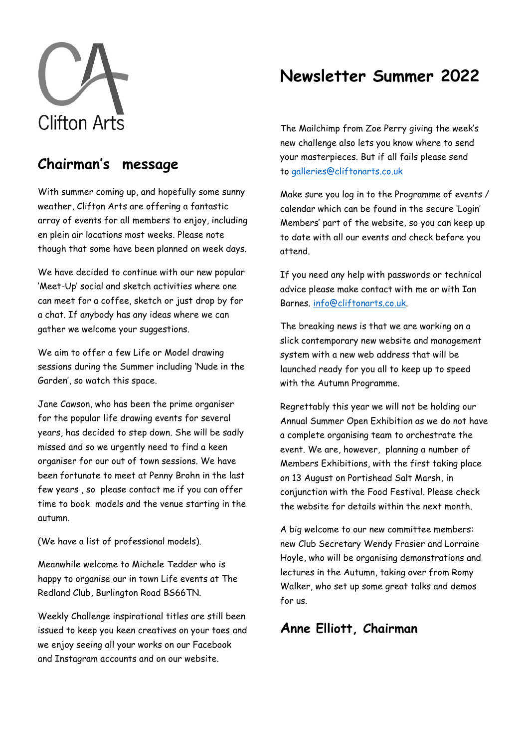Clifton Arts

# Newsletter Summer 2022

## Chairman's message

With summer coming up, and hopefully some sunny weather, Clifton Arts are offering a fantastic array of events for all members to enjoy, including en plein air locations most weeks. Please note though that some have been planned on week days.

We have decided to continue with our new popular 'Meet-Up' social and sketch activities where one can meet for a coffee, sketch or just drop by for a chat. If anybody has any ideas where we can gather we welcome your suggestions.

We aim to offer a few Life or Model drawing sessions during the Summer including 'Nude in the Garden', so watch this space.

Jane Cawson, who has been the prime organiser for the popular life drawing events for several years, has decided to step down. She will be sadly missed and so we urgently need to find a keen organiser for our out of town sessions. We have been fortunate to meet at Penny Brohn in the last few years , so please contact me if you can offer time to book models and the venue starting in the autumn.

(We have a list of professional models).

Meanwhile welcome to Michele Tedder who is happy to organise our in town Life events at The Redland Club, Burlington Road BS66TN.

Weekly Challenge inspirational titles are still been issued to keep you keen creatives on your toes and we enjoy seeing all your works on our Facebook and Instagram accounts and on our website.

The Mailchimp from Zoe Perry giving the week's new challenge also lets you know where to send your masterpieces. But if all fails please send to galleries@cliftonarts.co.uk

Make sure you log in to the Programme of events / calendar which can be found in the secure 'Login' Members' part of the website, so you can keep up to date with all our events and check before you attend.

If you need any help with passwords or technical advice please make contact with me or with Ian Barnes. info@cliftonarts.co.uk.

The breaking news is that we are working on a slick contemporary new website and management system with a new web address that will be launched ready for you all to keep up to speed with the Autumn Programme.

Regrettably this year we will not be holding our Annual Summer Open Exhibition as we do not have a complete organising team to orchestrate the event. We are, however, planning a number of Members Exhibitions, with the first taking place on 13 August on Portishead Salt Marsh, in conjunction with the Food Festival. Please check the website for details within the next month.

A big welcome to our new committee members: new Club Secretary Wendy Frasier and Lorraine Hoyle, who will be organising demonstrations and lectures in the Autumn, taking over from Romy Walker, who set up some great talks and demos for us.

## Anne Elliott, Chairman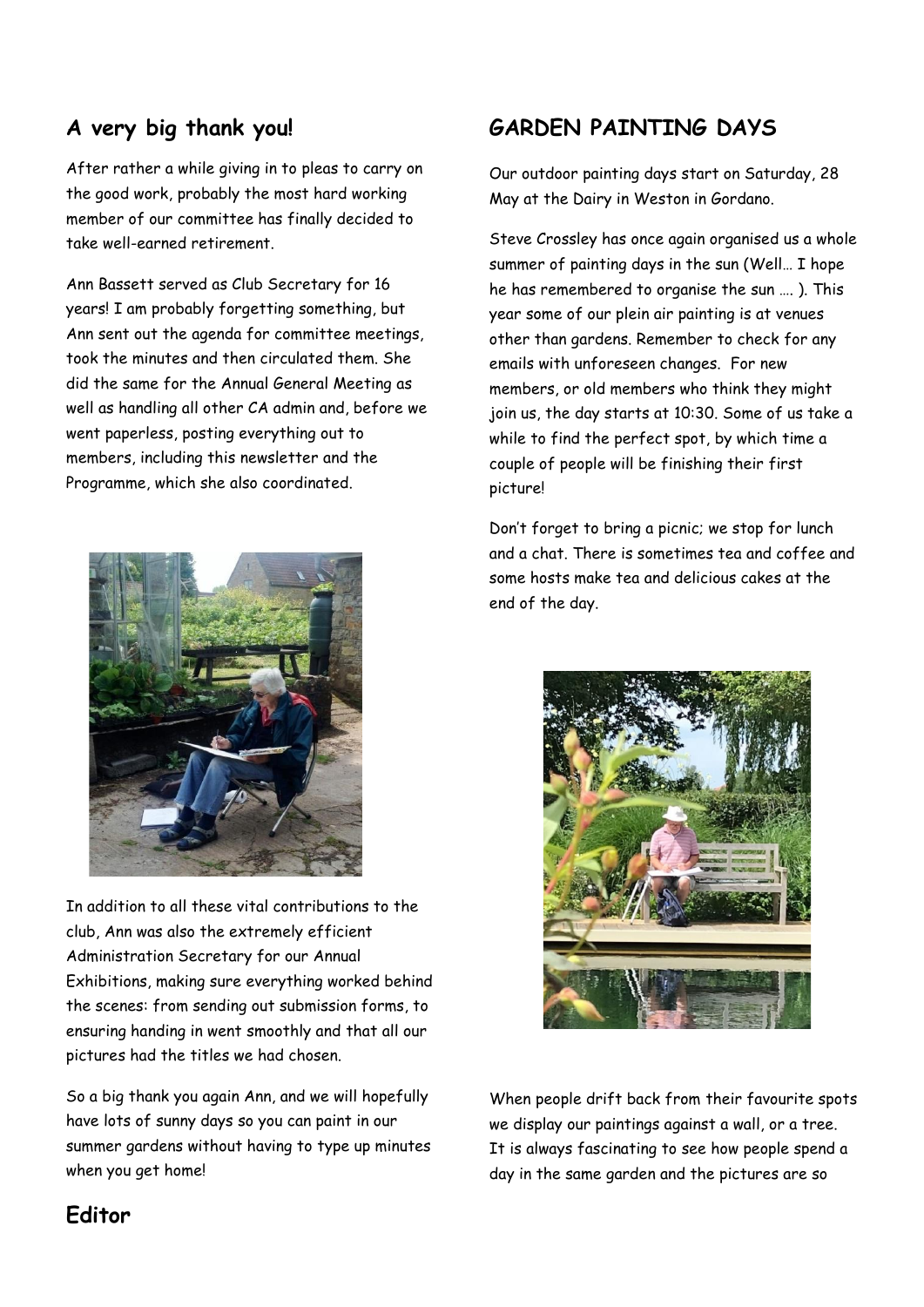## A very big thank you!

After rather a while giving in to pleas to carry on the good work, probably the most hard working member of our committee has finally decided to take well-earned retirement.

Ann Bassett served as Club Secretary for 16 years! I am probably forgetting something, but Ann sent out the agenda for committee meetings, took the minutes and then circulated them. She did the same for the Annual General Meeting as well as handling all other CA admin and, before we went paperless, posting everything out to members, including this newsletter and the Programme, which she also coordinated.

In addition to all these vital contributions to the club, Ann was also the extremely efficient Administration Secretary for our Annual Exhibitions, making sure everything worked behind the scenes: from sending out submission forms, to ensuring handing in went smoothly and that all our pictures had the titles we had chosen.

So a big thank you again Ann, and we will hopefully have lots of sunny days so you can paint in our summer gardens without having to type up minutes when you get home!

**Editor**

## GARDEN PAINTING DAYS

Our outdoor painting days start on Saturday, 28 May at the Dairy in Weston in Gordano.

Steve Crossley has once again organised us a whole summer of painting days in the sun (Well… I hope he has remembered to organise the sun …. ). This year some of our plein air painting is at venues other than gardens. Remember to check for any emails with unforeseen changes. For new members, or old members who think they might join us, the day starts at 10:30. Some of us take a while to find the perfect spot, by which time a couple of people will be finishing their first picture!

Don't forget to bring a picnic; we stop for lunch and a chat. There is sometimes tea and coffee and some hosts make tea and delicious cakes at the end of the day.

When people drift back from their favourite spots we display our paintings against a wall, or a tree. It is always fascinating to see how people spend a day in the same garden and the pictures are so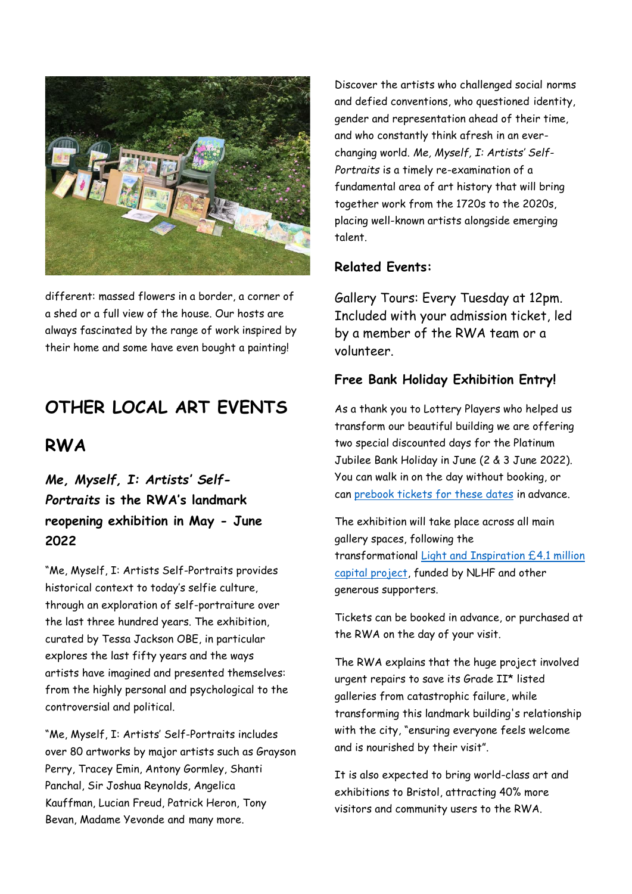different: massed flowers in a border, a corner of a shed or a full view of the house. Our hosts are always fascinated by the range of work inspired by their home and some have even bought a painting!

# OTHER LOCAL ART EVENTS

## RWA

### *Me, Myself, I: Artists' Self-Portraits* is the RWA's landmark reopening exhibition in May - June 2022

"Me, Myself, I: Artists Self-Portraits provides historical context to today's selfie culture, through an exploration of self-portraiture over the last three hundred years. The exhibition, curated by Tessa Jackson OBE, in particular explores the last fifty years and the ways artists have imagined and presented themselves: from the highly personal and psychological to the controversial and political.

"Me, Myself, I: Artists' Self-Portraits includes over 80 artworks by major artists such as Grayson Perry, Tracey Emin, Antony Gormley, Shanti Panchal, Sir Joshua Reynolds, Angelica Kauffman, Lucian Freud, Patrick Heron, Tony Bevan, Madame Yevonde and many more.

Discover the artists who challenged social norms and defied conventions, who questioned identity, gender and representation ahead of their time, and who constantly think afresh in an ever-changing world. *Me, Myself, I: Artists' Self-Portraits* is a timely re-examination of a fundamental area of art history that will bring together work from the 1720s to the 2020s, placing well-known artists alongside emerging talent.

**Related Events:**

Gallery Tours: Every Tuesday at 12pm. Included with your admission ticket, led by a member of the RWA team or a volunteer.

**Free Bank Holiday Exhibition Entry!**

As a thank you to Lottery Players who helped us transform our beautiful building we are offering two special discounted days for the Platinum Jubilee Bank Holiday in June (2 & 3 June 2022). You can walk in on the day without booking, or can prebook tickets for these dates in advance.

The exhibition will take place across all main gallery spaces, following the transformational Light and Inspiration £4.1 million capital project, funded by NLHF and other generous supporters.

Tickets can be booked in advance, or purchased at the RWA on the day of your visit.

The RWA explains that the huge project involved urgent repairs to save its Grade II* listed galleries from catastrophic failure, while transforming this landmark building's relationship with the city, "ensuring everyone feels welcome and is nourished by their visit".

It is also expected to bring world-class art and exhibitions to Bristol, attracting 40% more visitors and community users to the RWA.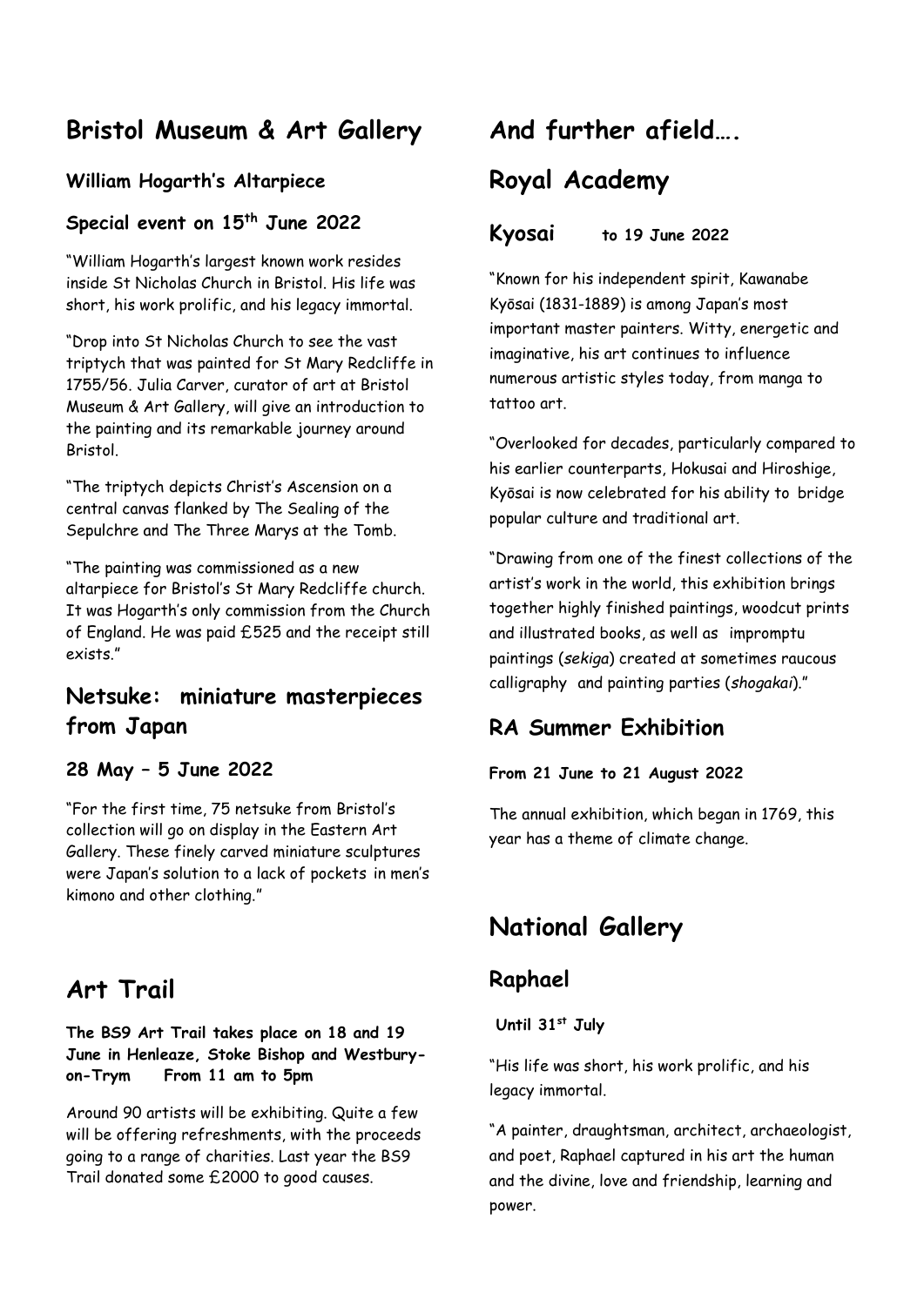## Bristol Museum & Art Gallery

### William Hogarth's Altarpiece

### Special event on 15th June 2022

"William Hogarth's largest known work resides inside St Nicholas Church in Bristol. His life was short, his work prolific, and his legacy immortal.

"Drop into St Nicholas Church to see the vast triptych that was painted for St Mary Redcliffe in 1755/56. Julia Carver, curator of art at Bristol Museum & Art Gallery, will give an introduction to the painting and its remarkable journey around Bristol.

"The triptych depicts Christ's Ascension on a central canvas flanked by The Sealing of the Sepulchre and The Three Marys at the Tomb.

"The painting was commissioned as a new altarpiece for Bristol's St Mary Redcliffe church. It was Hogarth's only commission from the Church of England. He was paid £525 and the receipt still exists."

## Netsuke: miniature masterpieces from Japan

### 28 May – 5 June 2022

"For the first time, 75 netsuke from Bristol's collection will go on display in the Eastern Art Gallery. These finely carved miniature sculptures were Japan's solution to a lack of pockets in men's kimono and other clothing."

## Art Trail

**The BS9 Art Trail takes place on 18 and 19 June in Henleaze, Stoke Bishop and Westbury-on-Trym From 11 am to 5pm**

Around 90 artists will be exhibiting. Quite a few will be offering refreshments, with the proceeds going to a range of charities. Last year the BS9 Trail donated some £2000 to good causes.

## And further afield….

## Royal Academy

### Kyosai to 19 June 2022

"Known for his independent spirit, Kawanabe Kyōsai (1831-1889) is among Japan's most important master painters. Witty, energetic and imaginative, his art continues to influence numerous artistic styles today, from manga to tattoo art.

"Overlooked for decades, particularly compared to his earlier counterparts, Hokusai and Hiroshige, Kyōsai is now celebrated for his ability to bridge popular culture and traditional art.

"Drawing from one of the finest collections of the artist's work in the world, this exhibition brings together highly finished paintings, woodcut prints and illustrated books, as well as impromptu paintings (*sekiga*) created at sometimes raucous calligraphy and painting parties (*shogakai*)."

## RA Summer Exhibition

**From 21 June to 21 August 2022**

The annual exhibition, which began in 1769, this year has a theme of climate change.

## National Gallery

## Raphael

**Until 31st July**

"His life was short, his work prolific, and his legacy immortal.

"A painter, draughtsman, architect, archaeologist, and poet, Raphael captured in his art the human and the divine, love and friendship, learning and power.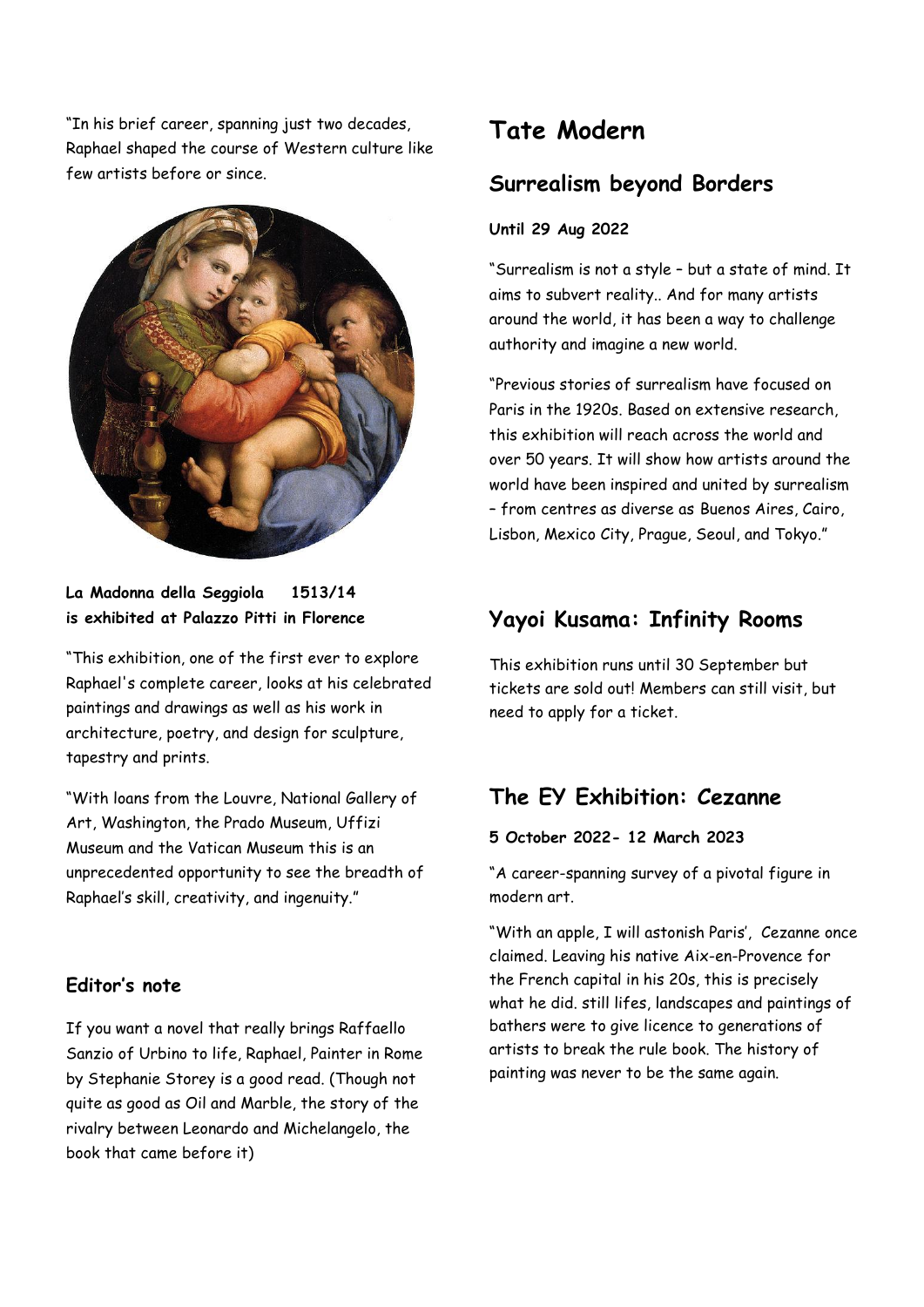"In his brief career, spanning just two decades, Raphael shaped the course of Western culture like few artists before or since.

**La Madonna della Seggiola 1513/14 is exhibited at Palazzo Pitti in Florence**

"This exhibition, one of the first ever to explore Raphael's complete career, looks at his celebrated paintings and drawings as well as his work in architecture, poetry, and design for sculpture, tapestry and prints.

"With loans from the Louvre, National Gallery of Art, Washington, the Prado Museum, Uffizi Museum and the Vatican Museum this is an unprecedented opportunity to see the breadth of Raphael's skill, creativity, and ingenuity."

### Editor's note

If you want a novel that really brings Raffaello Sanzio of Urbino to life, Raphael, Painter in Rome by Stephanie Storey is a good read. (Though not quite as good as Oil and Marble, the story of the rivalry between Leonardo and Michelangelo, the book that came before it)

# Tate Modern

## Surrealism beyond Borders

**Until 29 Aug 2022**

"Surrealism is not a style – but a state of mind. It aims to subvert reality.. And for many artists around the world, it has been a way to challenge authority and imagine a new world.

"Previous stories of surrealism have focused on Paris in the 1920s. Based on extensive research, this exhibition will reach across the world and over 50 years. It will show how artists around the world have been inspired and united by surrealism – from centres as diverse as Buenos Aires, Cairo, Lisbon, Mexico City, Prague, Seoul, and Tokyo."

## Yayoi Kusama: Infinity Rooms

This exhibition runs until 30 September but tickets are sold out! Members can still visit, but need to apply for a ticket.

## The EY Exhibition: Cezanne

**5 October 2022- 12 March 2023**

"A career-spanning survey of a pivotal figure in modern art.

"With an apple, I will astonish Paris', Cezanne once claimed. Leaving his native Aix-en-Provence for the French capital in his 20s, this is precisely what he did. still lifes, landscapes and paintings of bathers were to give licence to generations of artists to break the rule book. The history of painting was never to be the same again.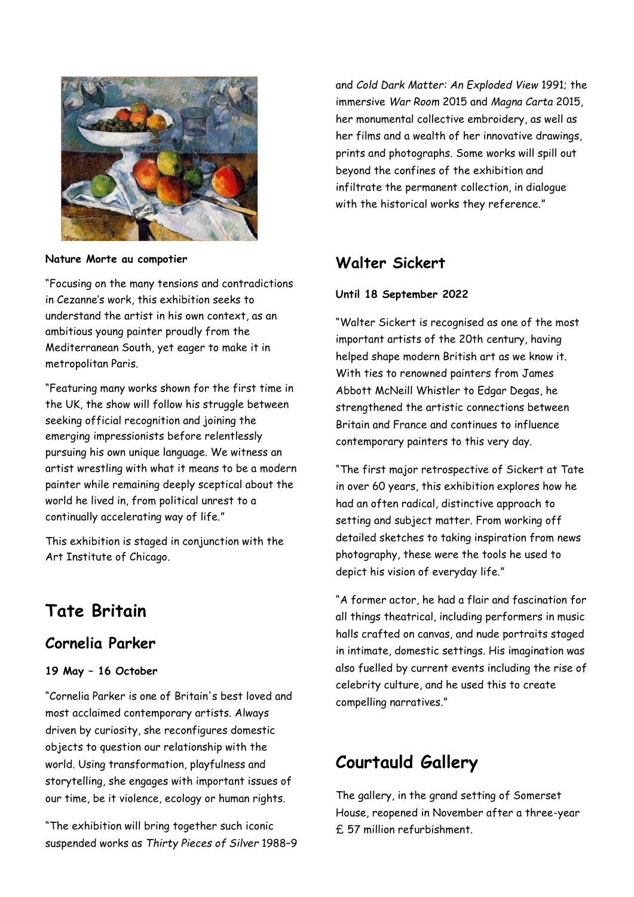**Nature Morte au compotier**

"Focusing on the many tensions and contradictions in Cezanne's work, this exhibition seeks to understand the artist in his own context, as an ambitious young painter proudly from the Mediterranean South, yet eager to make it in metropolitan Paris.

"Featuring many works shown for the first time in the UK, the show will follow his struggle between seeking official recognition and joining the emerging impressionists before relentlessly pursuing his own unique language. We witness an artist wrestling with what it means to be a modern painter while remaining deeply sceptical about the world he lived in, from political unrest to a continually accelerating way of life."

This exhibition is staged in conjunction with the Art Institute of Chicago.

# Tate Britain

## Cornelia Parker

**19 May – 16 October**

"Cornelia Parker is one of Britain's best loved and most acclaimed contemporary artists. Always driven by curiosity, she reconfigures domestic objects to question our relationship with the world. Using transformation, playfulness and storytelling, she engages with important issues of our time, be it violence, ecology or human rights.

"The exhibition will bring together such iconic suspended works as *Thirty Pieces of Silver* 1988–9 and *Cold Dark Matter: An Exploded View* 1991; the immersive *War Room* 2015 and *Magna Carta* 2015, her monumental collective embroidery, as well as her films and a wealth of her innovative drawings, prints and photographs. Some works will spill out beyond the confines of the exhibition and infiltrate the permanent collection, in dialogue with the historical works they reference."

## Walter Sickert

**Until 18 September 2022**

"Walter Sickert is recognised as one of the most important artists of the 20th century, having helped shape modern British art as we know it. With ties to renowned painters from James Abbott McNeill Whistler to Edgar Degas, he strengthened the artistic connections between Britain and France and continues to influence contemporary painters to this very day.

"The first major retrospective of Sickert at Tate in over 60 years, this exhibition explores how he had an often radical, distinctive approach to setting and subject matter. From working off detailed sketches to taking inspiration from news photography, these were the tools he used to depict his vision of everyday life."

"A former actor, he had a flair and fascination for all things theatrical, including performers in music halls crafted on canvas, and nude portraits staged in intimate, domestic settings. His imagination was also fuelled by current events including the rise of celebrity culture, and he used this to create compelling narratives."

# Courtauld Gallery

The gallery, in the grand setting of Somerset House, reopened in November after a three-year £ 57 million refurbishment.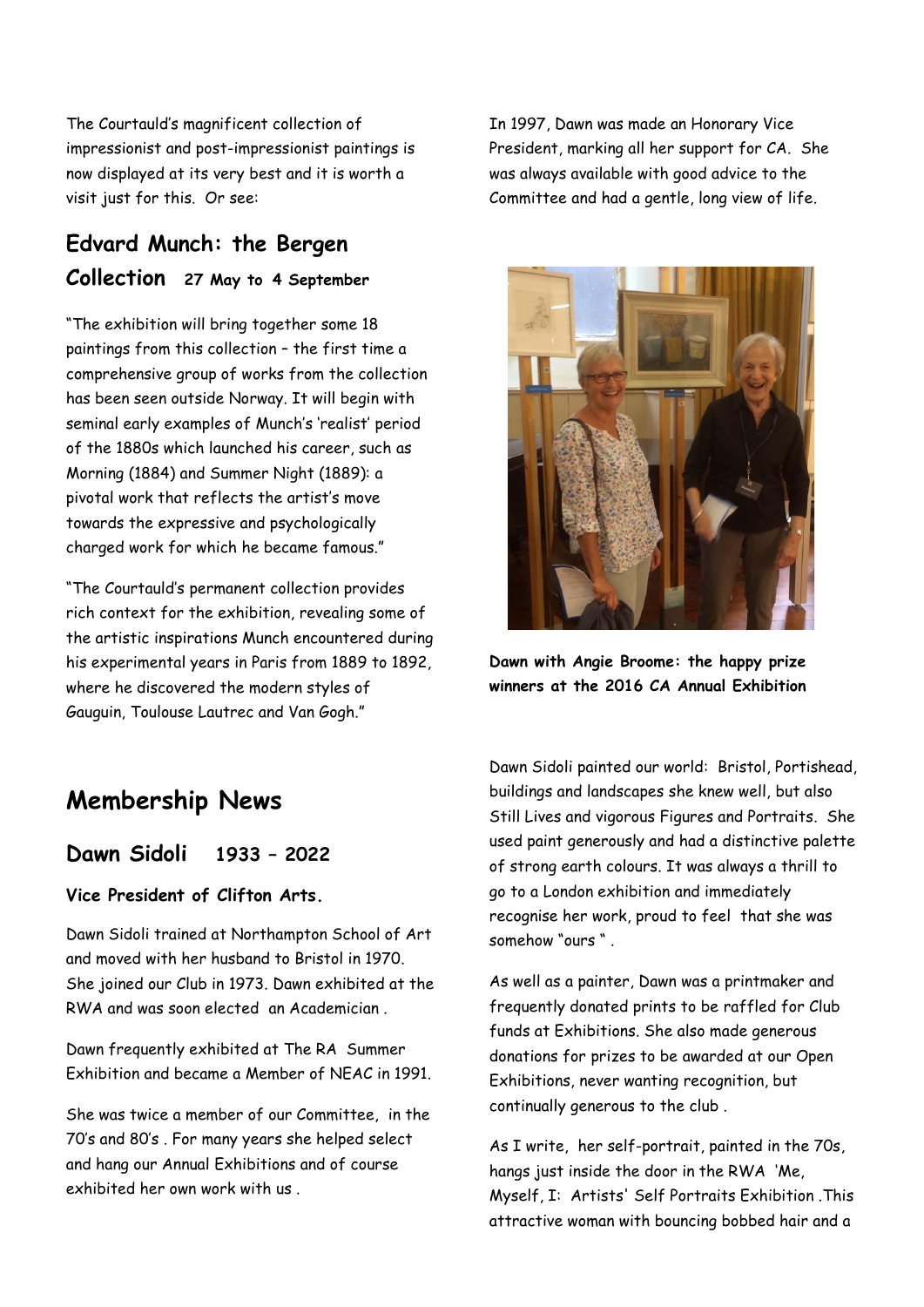The Courtauld's magnificent collection of impressionist and post-impressionist paintings is now displayed at its very best and it is worth a visit just for this. Or see:

## Edvard Munch: the Bergen Collection **27 May to 4 September**

"The exhibition will bring together some 18 paintings from this collection – the first time a comprehensive group of works from the collection has been seen outside Norway. It will begin with seminal early examples of Munch's 'realist' period of the 1880s which launched his career, such as Morning (1884) and Summer Night (1889): a pivotal work that reflects the artist's move towards the expressive and psychologically charged work for which he became famous."

"The Courtauld's permanent collection provides rich context for the exhibition, revealing some of the artistic inspirations Munch encountered during his experimental years in Paris from 1889 to 1892, where he discovered the modern styles of Gauguin, Toulouse Lautrec and Van Gogh."

# Membership News

## Dawn Sidoli 1933 – 2022

**Vice President of Clifton Arts.**

Dawn Sidoli trained at Northampton School of Art and moved with her husband to Bristol in 1970. She joined our Club in 1973. Dawn exhibited at the RWA and was soon elected an Academician .

Dawn frequently exhibited at The RA Summer Exhibition and became a Member of NEAC in 1991.

She was twice a member of our Committee, in the 70's and 80's . For many years she helped select and hang our Annual Exhibitions and of course exhibited her own work with us .

In 1997, Dawn was made an Honorary Vice President, marking all her support for CA. She was always available with good advice to the Committee and had a gentle, long view of life.

**Dawn with Angie Broome: the happy prize winners at the 2016 CA Annual Exhibition**

Dawn Sidoli painted our world: Bristol, Portishead, buildings and landscapes she knew well, but also Still Lives and vigorous Figures and Portraits. She used paint generously and had a distinctive palette of strong earth colours. It was always a thrill to go to a London exhibition and immediately recognise her work, proud to feel that she was somehow "ours " .

As well as a painter, Dawn was a printmaker and frequently donated prints to be raffled for Club funds at Exhibitions. She also made generous donations for prizes to be awarded at our Open Exhibitions, never wanting recognition, but continually generous to the club .

As I write, her self-portrait, painted in the 70s, hangs just inside the door in the RWA 'Me, Myself, I: Artists' Self Portraits Exhibition .This attractive woman with bouncing bobbed hair and a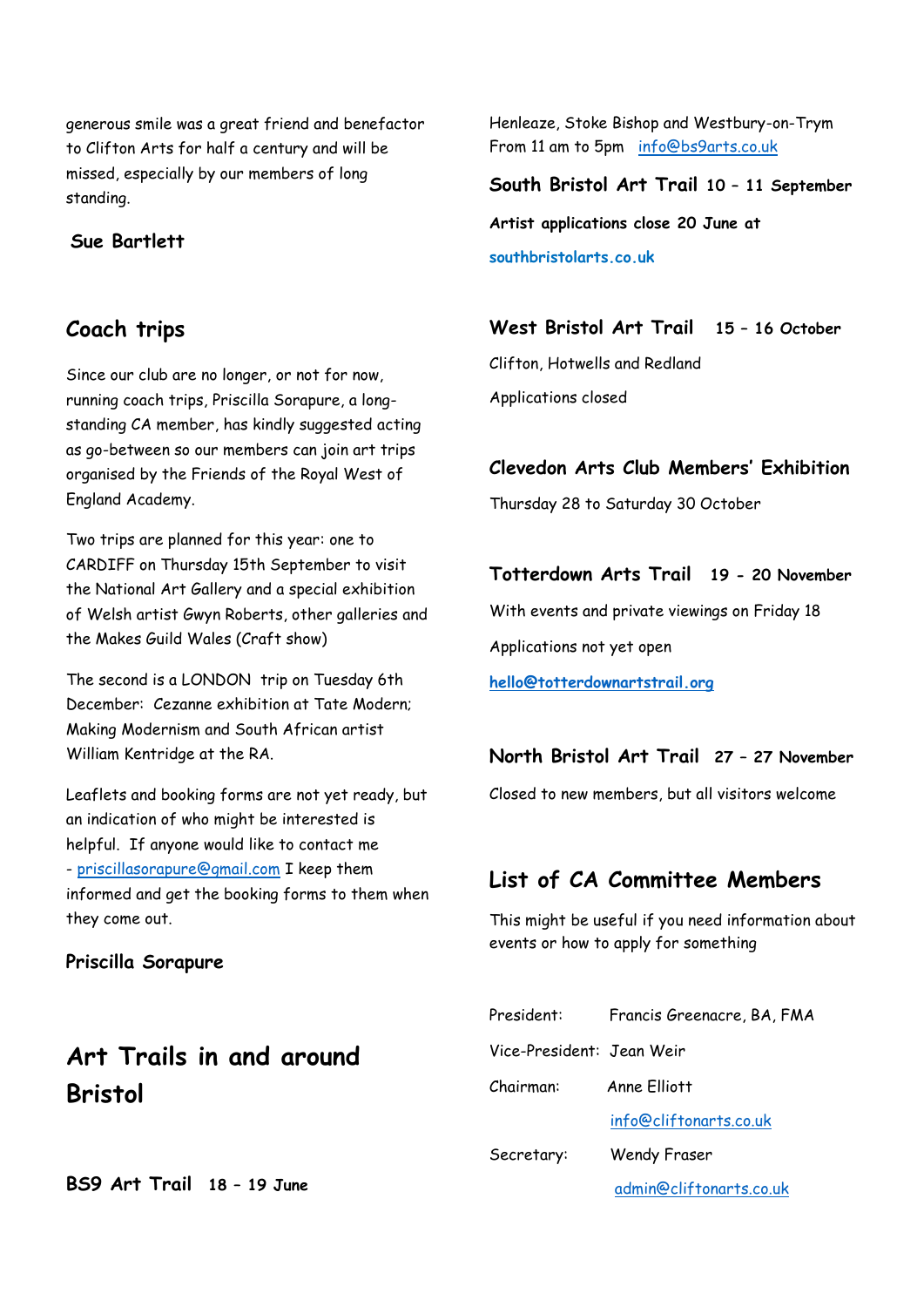generous smile was a great friend and benefactor to Clifton Arts for half a century and will be missed, especially by our members of long standing.

**Sue Bartlett**

## Coach trips

Since our club are no longer, or not for now, running coach trips, Priscilla Sorapure, a long-standing CA member, has kindly suggested acting as go-between so our members can join art trips organised by the Friends of the Royal West of England Academy.

Two trips are planned for this year: one to CARDIFF on Thursday 15th September to visit the National Art Gallery and a special exhibition of Welsh artist Gwyn Roberts, other galleries and the Makes Guild Wales (Craft show)

The second is a LONDON trip on Tuesday 6th December: Cezanne exhibition at Tate Modern; Making Modernism and South African artist William Kentridge at the RA.

Leaflets and booking forms are not yet ready, but an indication of who might be interested is helpful. If anyone would like to contact me - priscillasorapure@gmail.com I keep them informed and get the booking forms to them when they come out.

**Priscilla Sorapure**

## Art Trails in and around Bristol

**BS9 Art Trail** **18 – 19 June**

Henleaze, Stoke Bishop and Westbury-on-Trym
From 11 am to 5pm info@bs9arts.co.uk

**South Bristol Art Trail** **10 – 11 September**

**Artist applications close 20 June at**

**southbristolarts.co.uk**

**West Bristol Art Trail** **15 – 16 October**

Clifton, Hotwells and Redland

Applications closed

**Clevedon Arts Club Members' Exhibition**

Thursday 28 to Saturday 30 October

**Totterdown Arts Trail** **19 - 20 November**

With events and private viewings on Friday 18

Applications not yet open

**hello@totterdownartstrail.org**

**North Bristol Art Trail** **27 – 27 November**

Closed to new members, but all visitors welcome

## List of CA Committee Members

This might be useful if you need information about events or how to apply for something

| | |
|---|---|
| President: | Francis Greenacre, BA, FMA |
| Vice-President: | Jean Weir |
| Chairman: | Anne Elliott |
| | info@cliftonarts.co.uk |
| Secretary: | Wendy Fraser |
| | admin@cliftonarts.co.uk |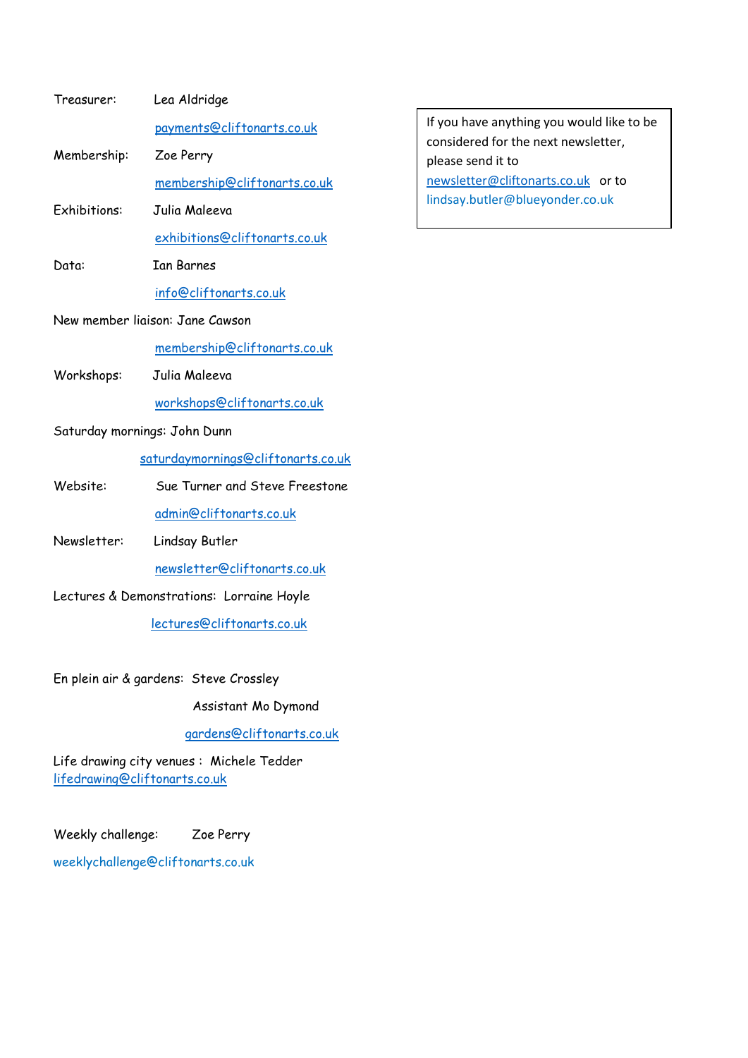Treasurer: Lea Aldridge

payments@cliftonarts.co.uk

Membership: Zoe Perry

membership@cliftonarts.co.uk

Exhibitions: Julia Maleeva

exhibitions@cliftonarts.co.uk

Data: Ian Barnes

info@cliftonarts.co.uk

New member liaison: Jane Cawson

membership@cliftonarts.co.uk

Workshops: Julia Maleeva

workshops@cliftonarts.co.uk

Saturday mornings: John Dunn

saturdaymornings@cliftonarts.co.uk

Website: Sue Turner and Steve Freestone

admin@cliftonarts.co.uk

Newsletter: Lindsay Butler

newsletter@cliftonarts.co.uk

Lectures & Demonstrations: Lorraine Hoyle

lectures@cliftonarts.co.uk

En plein air & gardens: Steve Crossley

Assistant Mo Dymond

gardens@cliftonarts.co.uk

Life drawing city venues : Michele Tedder
lifedrawing@cliftonarts.co.uk

Weekly challenge: Zoe Perry

weeklychallenge@cliftonarts.co.uk

> If you have anything you would like to be considered for the next newsletter, please send it to newsletter@cliftonarts.co.uk or to lindsay.butler@blueyonder.co.uk